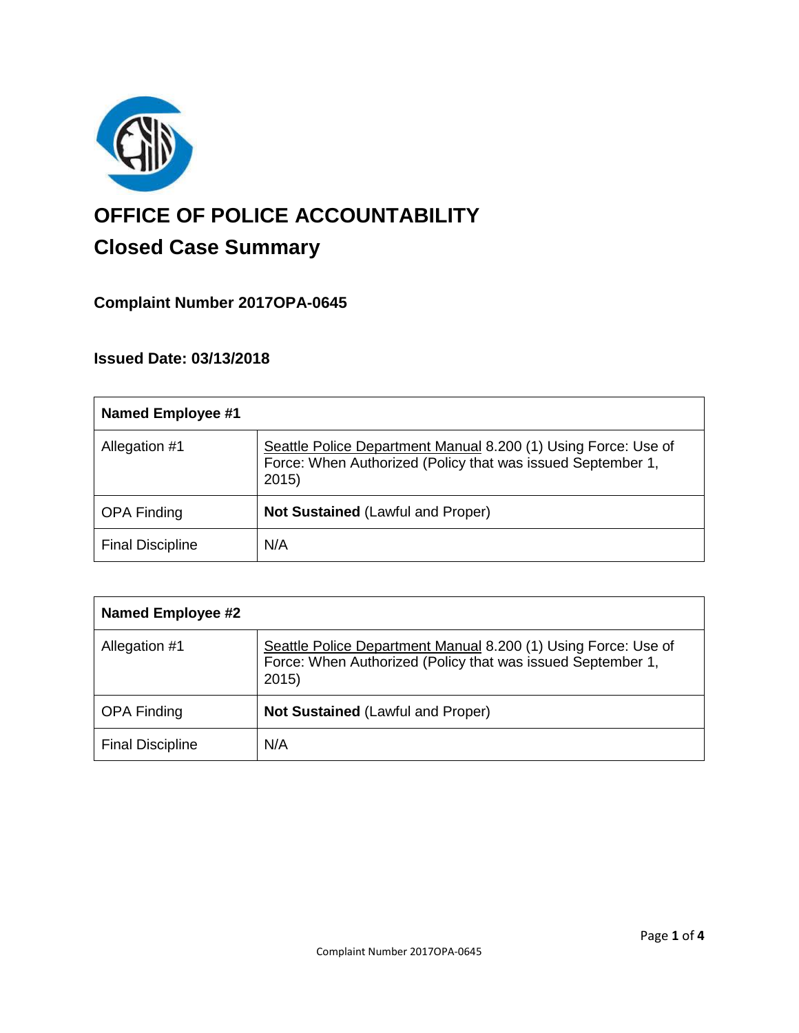# OFFICE OF POLICE ACCOUNTABILITY

## Closed Case Summary

### Complaint Number 2017OPA-0645

### Issued Date: 03/13/2018

| **Named Employee #1** | |
|---|---|
| Allegation #1 | Seattle Police Department Manual 8.200 (1) Using Force: Use of Force: When Authorized (Policy that was issued September 1, 2015) |
| OPA Finding | **Not Sustained** (Lawful and Proper) |
| Final Discipline | N/A |

| **Named Employee #2** | |
|---|---|
| Allegation #1 | Seattle Police Department Manual 8.200 (1) Using Force: Use of Force: When Authorized (Policy that was issued September 1, 2015) |
| OPA Finding | **Not Sustained** (Lawful and Proper) |
| Final Discipline | N/A |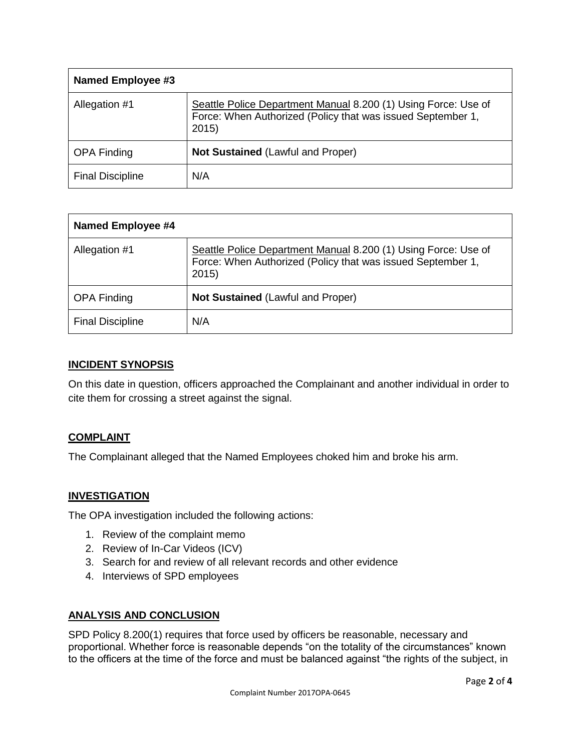| **Named Employee #3** | |
|---|---|
| Allegation #1 | Seattle Police Department Manual 8.200 (1) Using Force: Use of Force: When Authorized (Policy that was issued September 1, 2015) |
| OPA Finding | **Not Sustained** (Lawful and Proper) |
| Final Discipline | N/A |

| **Named Employee #4** | |
|---|---|
| Allegation #1 | Seattle Police Department Manual 8.200 (1) Using Force: Use of Force: When Authorized (Policy that was issued September 1, 2015) |
| OPA Finding | **Not Sustained** (Lawful and Proper) |
| Final Discipline | N/A |

## INCIDENT SYNOPSIS

On this date in question, officers approached the Complainant and another individual in order to cite them for crossing a street against the signal.

## COMPLAINT

The Complainant alleged that the Named Employees choked him and broke his arm.

## INVESTIGATION

The OPA investigation included the following actions:

1. Review of the complaint memo
2. Review of In-Car Videos (ICV)
3. Search for and review of all relevant records and other evidence
4. Interviews of SPD employees

## ANALYSIS AND CONCLUSION

SPD Policy 8.200(1) requires that force used by officers be reasonable, necessary and proportional. Whether force is reasonable depends "on the totality of the circumstances" known to the officers at the time of the force and must be balanced against "the rights of the subject, in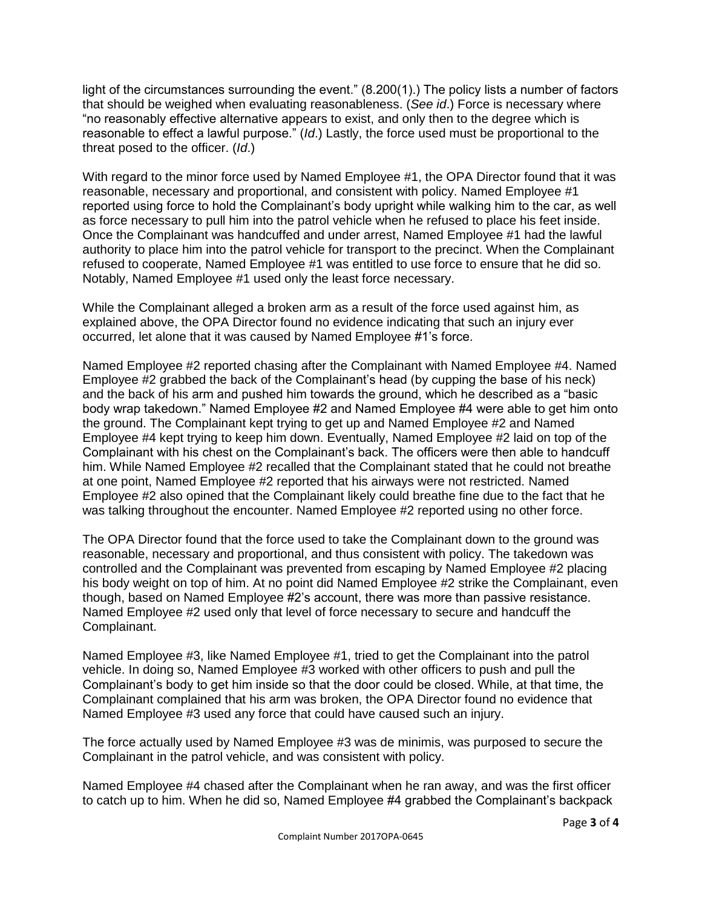light of the circumstances surrounding the event." (8.200(1).) The policy lists a number of factors that should be weighed when evaluating reasonableness. (*See id*.) Force is necessary where "no reasonably effective alternative appears to exist, and only then to the degree which is reasonable to effect a lawful purpose." (*Id*.) Lastly, the force used must be proportional to the threat posed to the officer. (*Id*.)

With regard to the minor force used by Named Employee #1, the OPA Director found that it was reasonable, necessary and proportional, and consistent with policy. Named Employee #1 reported using force to hold the Complainant's body upright while walking him to the car, as well as force necessary to pull him into the patrol vehicle when he refused to place his feet inside. Once the Complainant was handcuffed and under arrest, Named Employee #1 had the lawful authority to place him into the patrol vehicle for transport to the precinct. When the Complainant refused to cooperate, Named Employee #1 was entitled to use force to ensure that he did so. Notably, Named Employee #1 used only the least force necessary.

While the Complainant alleged a broken arm as a result of the force used against him, as explained above, the OPA Director found no evidence indicating that such an injury ever occurred, let alone that it was caused by Named Employee #1's force.

Named Employee #2 reported chasing after the Complainant with Named Employee #4. Named Employee #2 grabbed the back of the Complainant's head (by cupping the base of his neck) and the back of his arm and pushed him towards the ground, which he described as a "basic body wrap takedown." Named Employee #2 and Named Employee #4 were able to get him onto the ground. The Complainant kept trying to get up and Named Employee #2 and Named Employee #4 kept trying to keep him down. Eventually, Named Employee #2 laid on top of the Complainant with his chest on the Complainant's back. The officers were then able to handcuff him. While Named Employee #2 recalled that the Complainant stated that he could not breathe at one point, Named Employee #2 reported that his airways were not restricted. Named Employee #2 also opined that the Complainant likely could breathe fine due to the fact that he was talking throughout the encounter. Named Employee #2 reported using no other force.

The OPA Director found that the force used to take the Complainant down to the ground was reasonable, necessary and proportional, and thus consistent with policy. The takedown was controlled and the Complainant was prevented from escaping by Named Employee #2 placing his body weight on top of him. At no point did Named Employee #2 strike the Complainant, even though, based on Named Employee #2's account, there was more than passive resistance. Named Employee #2 used only that level of force necessary to secure and handcuff the Complainant.

Named Employee #3, like Named Employee #1, tried to get the Complainant into the patrol vehicle. In doing so, Named Employee #3 worked with other officers to push and pull the Complainant's body to get him inside so that the door could be closed. While, at that time, the Complainant complained that his arm was broken, the OPA Director found no evidence that Named Employee #3 used any force that could have caused such an injury.

The force actually used by Named Employee #3 was de minimis, was purposed to secure the Complainant in the patrol vehicle, and was consistent with policy.

Named Employee #4 chased after the Complainant when he ran away, and was the first officer to catch up to him. When he did so, Named Employee #4 grabbed the Complainant's backpack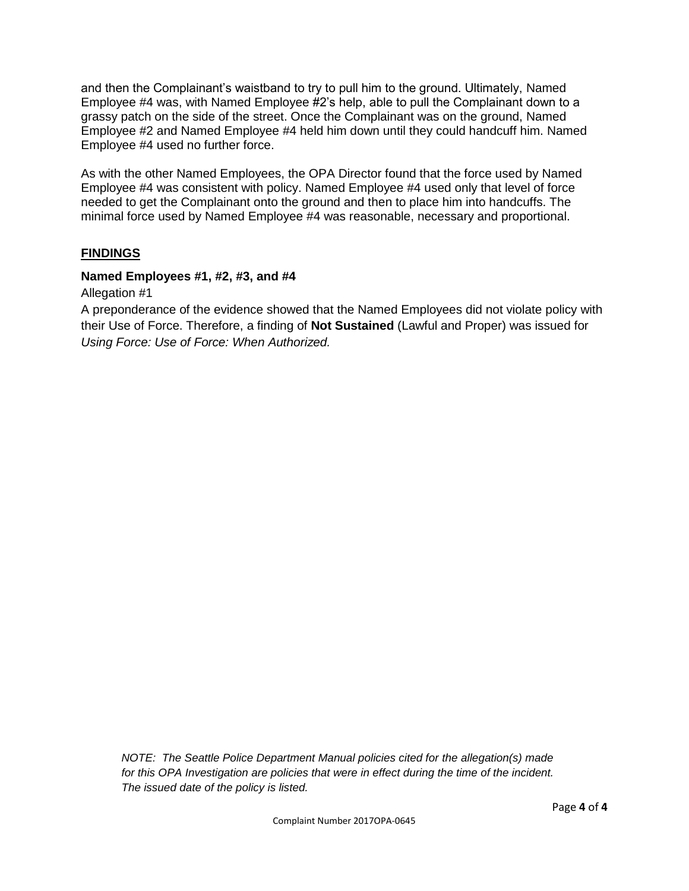and then the Complainant's waistband to try to pull him to the ground. Ultimately, Named Employee #4 was, with Named Employee #2's help, able to pull the Complainant down to a grassy patch on the side of the street. Once the Complainant was on the ground, Named Employee #2 and Named Employee #4 held him down until they could handcuff him. Named Employee #4 used no further force.

As with the other Named Employees, the OPA Director found that the force used by Named Employee #4 was consistent with policy. Named Employee #4 used only that level of force needed to get the Complainant onto the ground and then to place him into handcuffs. The minimal force used by Named Employee #4 was reasonable, necessary and proportional.

## FINDINGS

**Named Employees #1, #2, #3, and #4**

Allegation #1

A preponderance of the evidence showed that the Named Employees did not violate policy with their Use of Force. Therefore, a finding of **Not Sustained** (Lawful and Proper) was issued for *Using Force: Use of Force: When Authorized.*

*NOTE: The Seattle Police Department Manual policies cited for the allegation(s) made for this OPA Investigation are policies that were in effect during the time of the incident. The issued date of the policy is listed.*

Complaint Number 2017OPA-0645